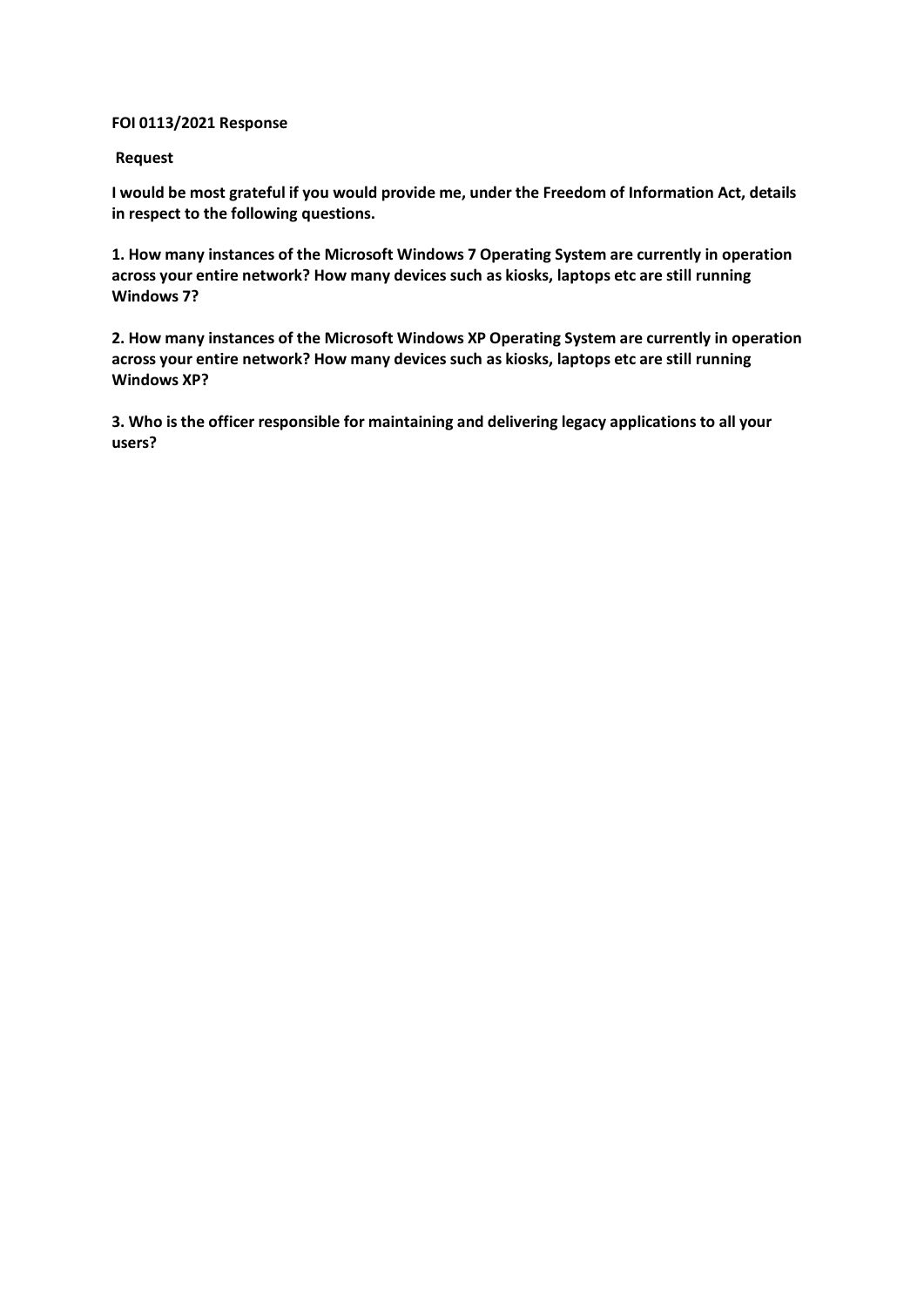**FOI 0113/2021 Response**

**Request**

**I would be most grateful if you would provide me, under the Freedom of Information Act, details in respect to the following questions.**

**1. How many instances of the Microsoft Windows 7 Operating System are currently in operation across your entire network? How many devices such as kiosks, laptops etc are still running Windows 7?**

**2. How many instances of the Microsoft Windows XP Operating System are currently in operation across your entire network? How many devices such as kiosks, laptops etc are still running Windows XP?**

**3. Who is the officer responsible for maintaining and delivering legacy applications to all your users?**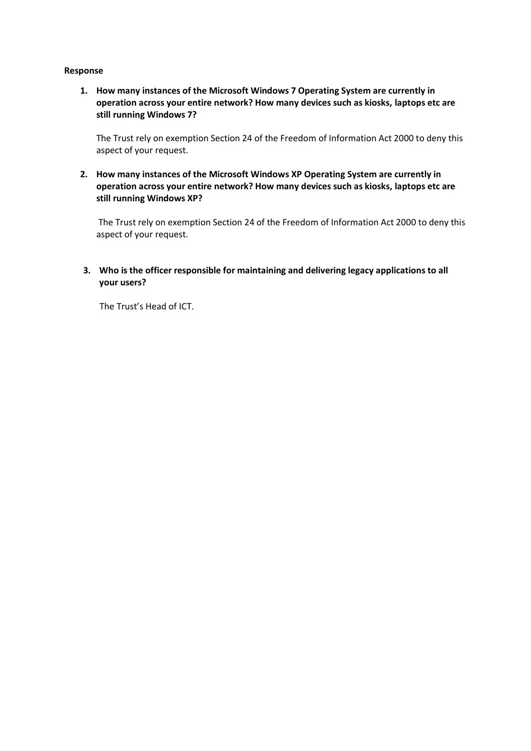**Response**

1. **How many instances of the Microsoft Windows 7 Operating System are currently in operation across your entire network? How many devices such as kiosks, laptops etc are still running Windows 7?**

   The Trust rely on exemption Section 24 of the Freedom of Information Act 2000 to deny this aspect of your request.

2. **How many instances of the Microsoft Windows XP Operating System are currently in operation across your entire network? How many devices such as kiosks, laptops etc are still running Windows XP?**

   The Trust rely on exemption Section 24 of the Freedom of Information Act 2000 to deny this aspect of your request.

3. **Who is the officer responsible for maintaining and delivering legacy applications to all your users?**

   The Trust's Head of ICT.